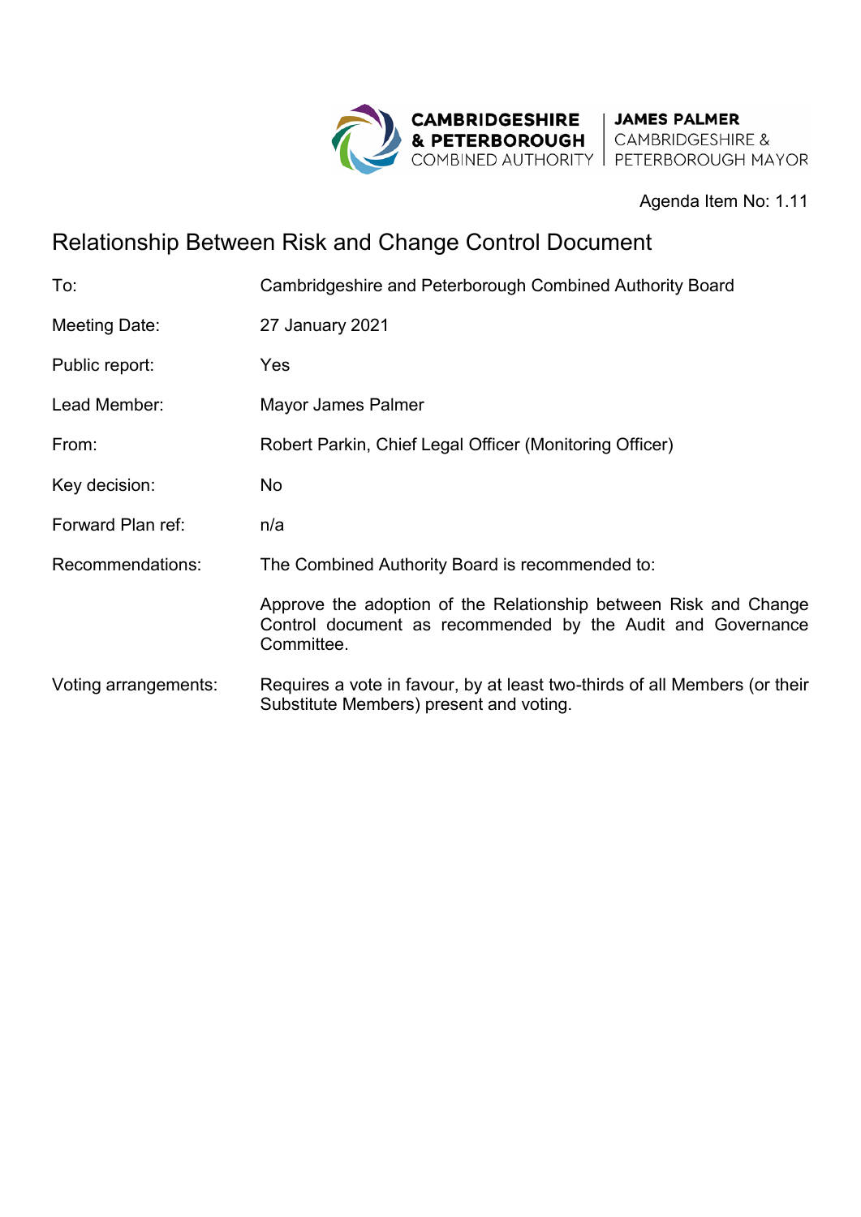CAMBRIDGESHIRE & PETERBOROUGH COMBINED AUTHORITY | JAMES PALMER CAMBRIDGESHIRE & PETERBOROUGH MAYOR

Agenda Item No: 1.11

# Relationship Between Risk and Change Control Document

| | |
|---|---|
| To: | Cambridgeshire and Peterborough Combined Authority Board |
| Meeting Date: | 27 January 2021 |
| Public report: | Yes |
| Lead Member: | Mayor James Palmer |
| From: | Robert Parkin, Chief Legal Officer (Monitoring Officer) |
| Key decision: | No |
| Forward Plan ref: | n/a |
| Recommendations: | The Combined Authority Board is recommended to:<br><br>Approve the adoption of the Relationship between Risk and Change Control document as recommended by the Audit and Governance Committee. |
| Voting arrangements: | Requires a vote in favour, by at least two-thirds of all Members (or their Substitute Members) present and voting. |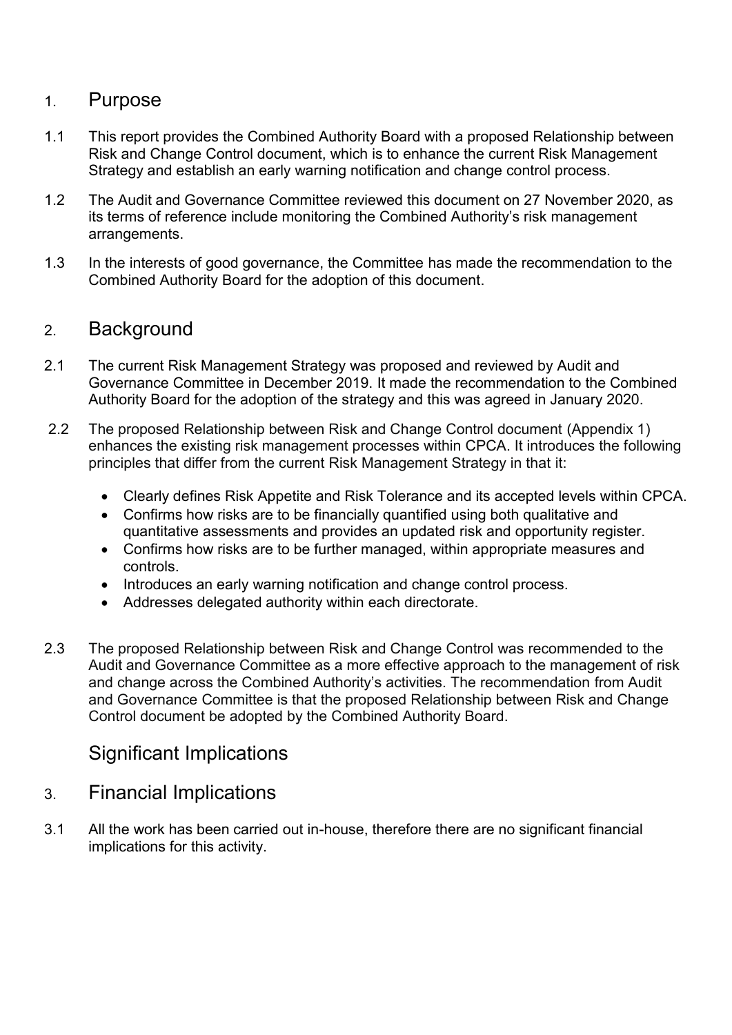## 1. Purpose

1.1 This report provides the Combined Authority Board with a proposed Relationship between Risk and Change Control document, which is to enhance the current Risk Management Strategy and establish an early warning notification and change control process.

1.2 The Audit and Governance Committee reviewed this document on 27 November 2020, as its terms of reference include monitoring the Combined Authority's risk management arrangements.

1.3 In the interests of good governance, the Committee has made the recommendation to the Combined Authority Board for the adoption of this document.

## 2. Background

2.1 The current Risk Management Strategy was proposed and reviewed by Audit and Governance Committee in December 2019. It made the recommendation to the Combined Authority Board for the adoption of the strategy and this was agreed in January 2020.

2.2 The proposed Relationship between Risk and Change Control document (Appendix 1) enhances the existing risk management processes within CPCA. It introduces the following principles that differ from the current Risk Management Strategy in that it:

- Clearly defines Risk Appetite and Risk Tolerance and its accepted levels within CPCA.
- Confirms how risks are to be financially quantified using both qualitative and quantitative assessments and provides an updated risk and opportunity register.
- Confirms how risks are to be further managed, within appropriate measures and controls.
- Introduces an early warning notification and change control process.
- Addresses delegated authority within each directorate.

2.3 The proposed Relationship between Risk and Change Control was recommended to the Audit and Governance Committee as a more effective approach to the management of risk and change across the Combined Authority's activities. The recommendation from Audit and Governance Committee is that the proposed Relationship between Risk and Change Control document be adopted by the Combined Authority Board.

## Significant Implications

## 3. Financial Implications

3.1 All the work has been carried out in-house, therefore there are no significant financial implications for this activity.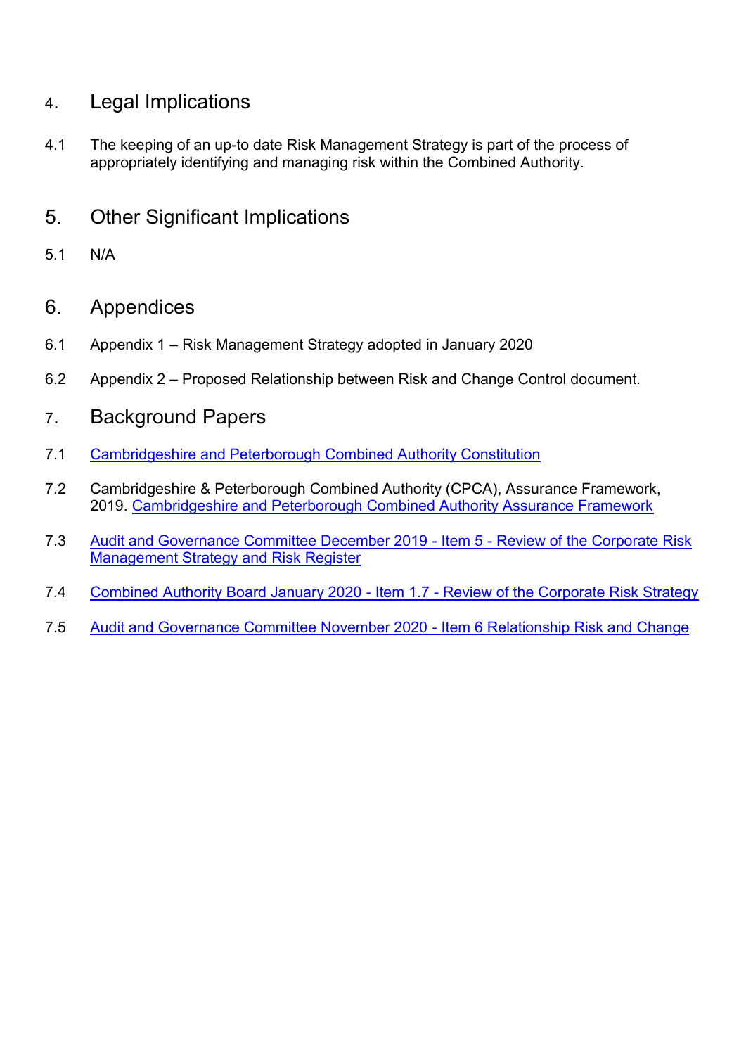## 4. Legal Implications

4.1 The keeping of an up-to date Risk Management Strategy is part of the process of appropriately identifying and managing risk within the Combined Authority.

## 5. Other Significant Implications

5.1 N/A

## 6. Appendices

6.1 Appendix 1 – Risk Management Strategy adopted in January 2020

6.2 Appendix 2 – Proposed Relationship between Risk and Change Control document.

## 7. Background Papers

7.1 Cambridgeshire and Peterborough Combined Authority Constitution

7.2 Cambridgeshire & Peterborough Combined Authority (CPCA), Assurance Framework, 2019. Cambridgeshire and Peterborough Combined Authority Assurance Framework

7.3 Audit and Governance Committee December 2019 - Item 5 - Review of the Corporate Risk Management Strategy and Risk Register

7.4 Combined Authority Board January 2020 - Item 1.7 - Review of the Corporate Risk Strategy

7.5 Audit and Governance Committee November 2020 - Item 6 Relationship Risk and Change